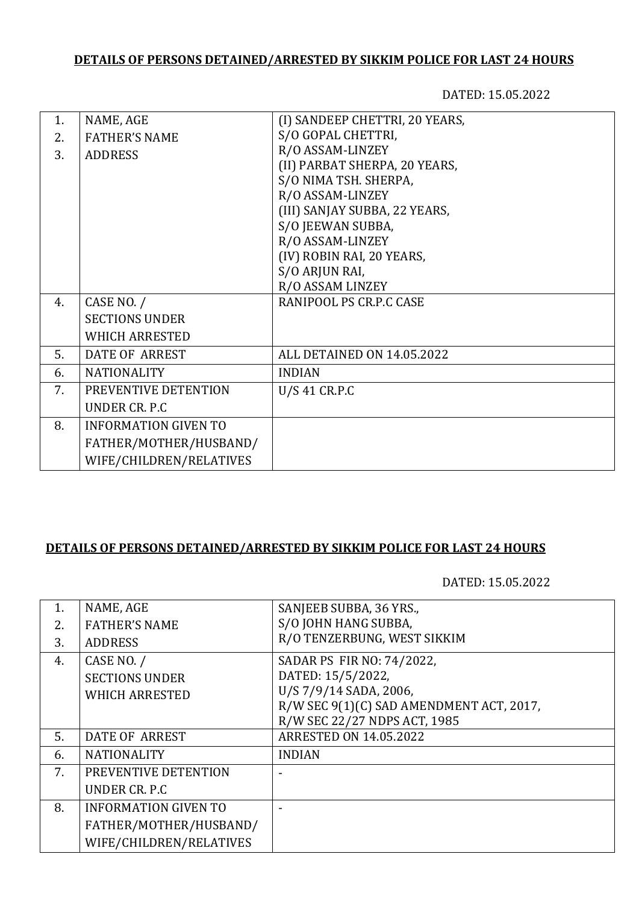**DETAILS OF PERSONS DETAINED/ARRESTED BY SIKKIM POLICE FOR LAST 24 HOURS**

DATED: 15.05.2022

| | | |
|---|---|---|
| 1.<br>2.<br>3. | NAME, AGE<br>FATHER'S NAME<br>ADDRESS | (I) SANDEEP CHETTRI, 20 YEARS,<br>S/O GOPAL CHETTRI,<br>R/O ASSAM-LINZEY<br>(II) PARBAT SHERPA, 20 YEARS,<br>S/O NIMA TSH. SHERPA,<br>R/O ASSAM-LINZEY<br>(III) SANJAY SUBBA, 22 YEARS,<br>S/O JEEWAN SUBBA,<br>R/O ASSAM-LINZEY<br>(IV) ROBIN RAI, 20 YEARS,<br>S/O ARJUN RAI,<br>R/O ASSAM LINZEY |
| 4. | CASE NO. /<br>SECTIONS UNDER<br>WHICH ARRESTED | RANIPOOL PS CR.P.C CASE |
| 5. | DATE OF ARREST | ALL DETAINED ON 14.05.2022 |
| 6. | NATIONALITY | INDIAN |
| 7. | PREVENTIVE DETENTION<br>UNDER CR. P.C | U/S 41 CR.P.C |
| 8. | INFORMATION GIVEN TO<br>FATHER/MOTHER/HUSBAND/<br>WIFE/CHILDREN/RELATIVES | |

**DETAILS OF PERSONS DETAINED/ARRESTED BY SIKKIM POLICE FOR LAST 24 HOURS**

DATED: 15.05.2022

| | | |
|---|---|---|
| 1.<br>2.<br>3. | NAME, AGE<br>FATHER'S NAME<br>ADDRESS | SANJEEB SUBBA, 36 YRS.,<br>S/O JOHN HANG SUBBA,<br>R/O TENZERBUNG, WEST SIKKIM |
| 4. | CASE NO. /<br>SECTIONS UNDER<br>WHICH ARRESTED | SADAR PS FIR NO: 74/2022,<br>DATED: 15/5/2022,<br>U/S 7/9/14 SADA, 2006,<br>R/W SEC 9(1)(C) SAD AMENDMENT ACT, 2017,<br>R/W SEC 22/27 NDPS ACT, 1985 |
| 5. | DATE OF ARREST | ARRESTED ON 14.05.2022 |
| 6. | NATIONALITY | INDIAN |
| 7. | PREVENTIVE DETENTION<br>UNDER CR. P.C | - |
| 8. | INFORMATION GIVEN TO<br>FATHER/MOTHER/HUSBAND/<br>WIFE/CHILDREN/RELATIVES | - |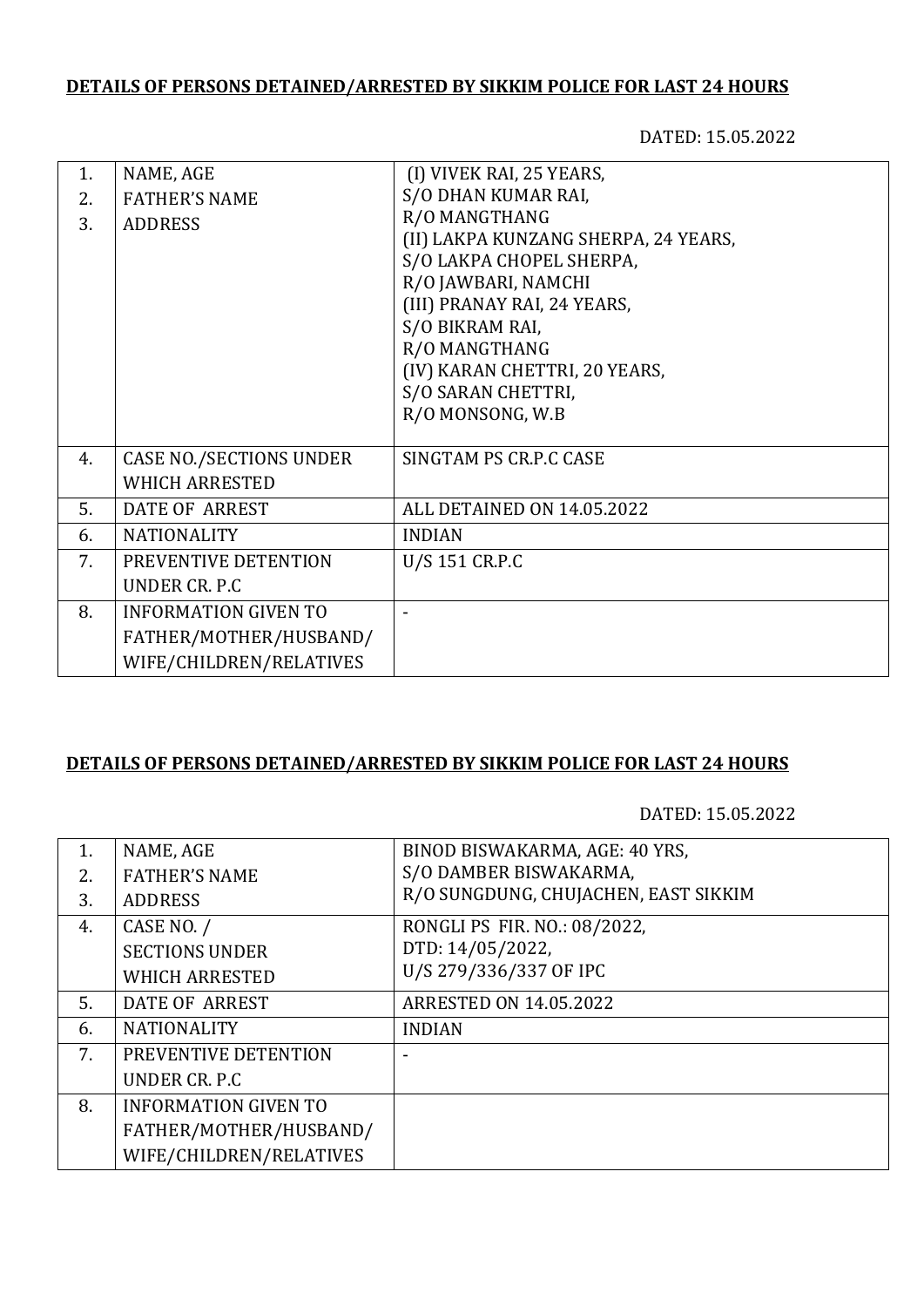**DETAILS OF PERSONS DETAINED/ARRESTED BY SIKKIM POLICE FOR LAST 24 HOURS**

DATED: 15.05.2022

| | | |
|---|---|---|
| 1.<br>2.<br>3. | NAME, AGE<br>FATHER'S NAME<br>ADDRESS | (I) VIVEK RAI, 25 YEARS,<br>S/O DHAN KUMAR RAI,<br>R/O MANGTHANG<br>(II) LAKPA KUNZANG SHERPA, 24 YEARS,<br>S/O LAKPA CHOPEL SHERPA,<br>R/O JAWBARI, NAMCHI<br>(III) PRANAY RAI, 24 YEARS,<br>S/O BIKRAM RAI,<br>R/O MANGTHANG<br>(IV) KARAN CHETTRI, 20 YEARS,<br>S/O SARAN CHETTRI,<br>R/O MONSONG, W.B |
| 4. | CASE NO./SECTIONS UNDER WHICH ARRESTED | SINGTAM PS CR.P.C CASE |
| 5. | DATE OF ARREST | ALL DETAINED ON 14.05.2022 |
| 6. | NATIONALITY | INDIAN |
| 7. | PREVENTIVE DETENTION UNDER CR. P.C | U/S 151 CR.P.C |
| 8. | INFORMATION GIVEN TO FATHER/MOTHER/HUSBAND/ WIFE/CHILDREN/RELATIVES | - |

**DETAILS OF PERSONS DETAINED/ARRESTED BY SIKKIM POLICE FOR LAST 24 HOURS**

DATED: 15.05.2022

| | | |
|---|---|---|
| 1.<br>2.<br>3. | NAME, AGE<br>FATHER'S NAME<br>ADDRESS | BINOD BISWAKARMA, AGE: 40 YRS,<br>S/O DAMBER BISWAKARMA,<br>R/O SUNGDUNG, CHUJACHEN, EAST SIKKIM |
| 4. | CASE NO. /<br>SECTIONS UNDER<br>WHICH ARRESTED | RONGLI PS FIR. NO.: 08/2022,<br>DTD: 14/05/2022,<br>U/S 279/336/337 OF IPC |
| 5. | DATE OF ARREST | ARRESTED ON 14.05.2022 |
| 6. | NATIONALITY | INDIAN |
| 7. | PREVENTIVE DETENTION UNDER CR. P.C | - |
| 8. | INFORMATION GIVEN TO FATHER/MOTHER/HUSBAND/ WIFE/CHILDREN/RELATIVES | |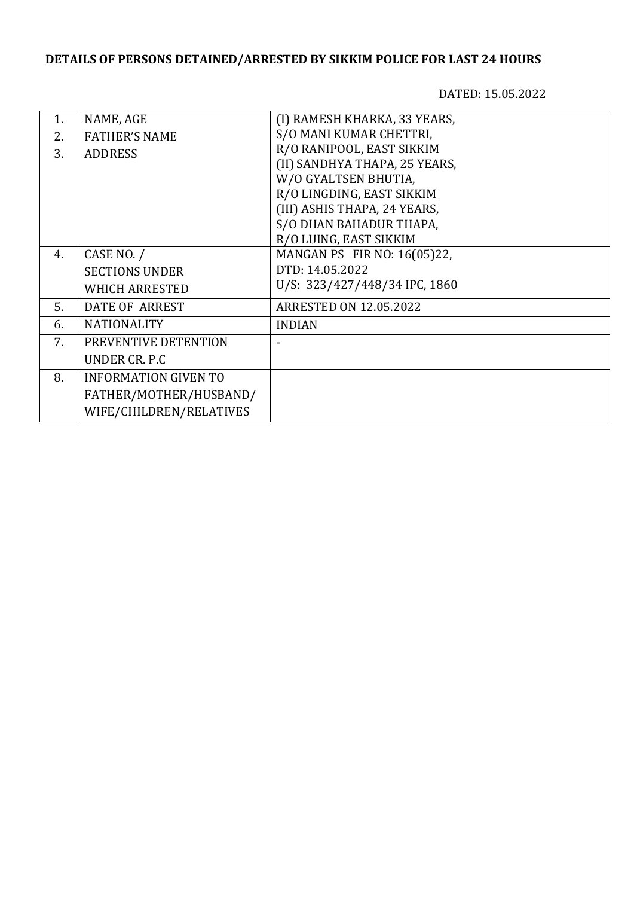**DETAILS OF PERSONS DETAINED/ARRESTED BY SIKKIM POLICE FOR LAST 24 HOURS**

DATED: 15.05.2022

| | | |
|---|---|---|
| 1.<br>2.<br>3. | NAME, AGE<br>FATHER'S NAME<br>ADDRESS | (I) RAMESH KHARKA, 33 YEARS,<br>S/O MANI KUMAR CHETTRI,<br>R/O RANIPOOL, EAST SIKKIM<br>(II) SANDHYA THAPA, 25 YEARS,<br>W/O GYALTSEN BHUTIA,<br>R/O LINGDING, EAST SIKKIM<br>(III) ASHIS THAPA, 24 YEARS,<br>S/O DHAN BAHADUR THAPA,<br>R/O LUING, EAST SIKKIM |
| 4. | CASE NO. /<br>SECTIONS UNDER<br>WHICH ARRESTED | MANGAN PS FIR NO: 16(05)22,<br>DTD: 14.05.2022<br>U/S: 323/427/448/34 IPC, 1860 |
| 5. | DATE OF ARREST | ARRESTED ON 12.05.2022 |
| 6. | NATIONALITY | INDIAN |
| 7. | PREVENTIVE DETENTION<br>UNDER CR. P.C | - |
| 8. | INFORMATION GIVEN TO<br>FATHER/MOTHER/HUSBAND/<br>WIFE/CHILDREN/RELATIVES | |